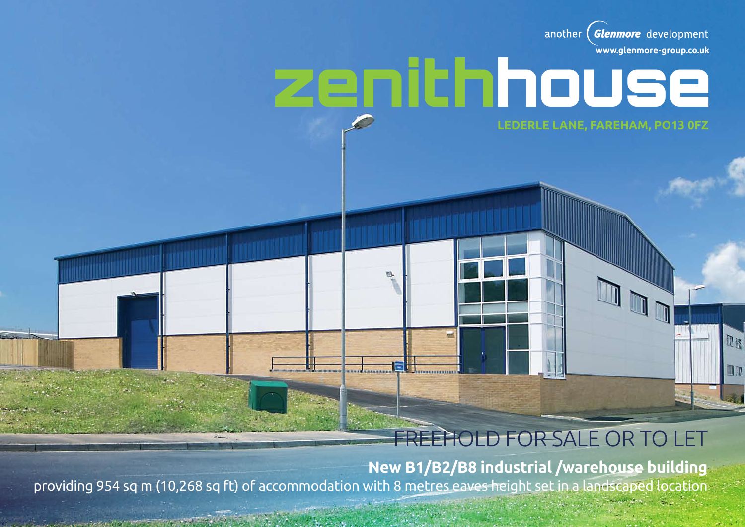another Glenmore development

www.glenmore-group.co.uk

# zenithhouse

## LEDERLE LANE, FAREHAM, PO13 0FZ

FREEHOLD FOR SALE OR TO LET

**New B1/B2/B8 industrial /warehouse building**

providing 954 sq m (10,268 sq ft) of accommodation with 8 metres eaves height set in a landscaped location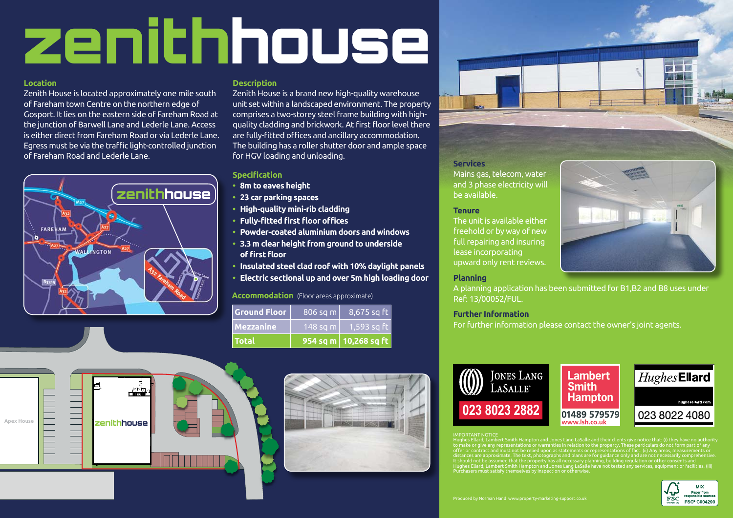# zenithhouse

## Location

Zenith House is located approximately one mile south of Fareham town Centre on the northern edge of Gosport. It lies on the eastern side of Fareham Road at the junction of Barwell Lane and Lederle Lane. Access is either direct from Fareham Road or via Lederle Lane. Egress must be via the traffic light-controlled junction of Fareham Road and Lederle Lane.

## Description

Zenith House is a brand new high-quality warehouse unit set within a landscaped environment. The property comprises a two-storey steel frame building with high-quality cladding and brickwork. At first floor level there are fully-fitted offices and ancillary accommodation. The building has a roller shutter door and ample space for HGV loading and unloading.

## Specification

- **8m to eaves height**
- **23 car parking spaces**
- **High-quality mini-rib cladding**
- **Fully-fitted first floor offices**
- **Powder-coated aluminium doors and windows**
- **3.3 m clear height from ground to underside of first floor**
- **Insulated steel clad roof with 10% daylight panels**
- **Electric sectional up and over 5m high loading door**

## Accommodation (Floor areas approximate)

| | | |
|---|---|---|
| Ground Floor | 806 sq m | 8,675 sq ft |
| Mezzanine | 148 sq m | 1,593 sq ft |
| **Total** | **954 sq m** | **10,268 sq ft** |

## Services

Mains gas, telecom, water and 3 phase electricity will be available.

## Tenure

The unit is available either freehold or by way of new full repairing and insuring lease incorporating upward only rent reviews.

## Planning

A planning application has been submitted for B1,B2 and B8 uses under Ref: 13/00052/FUL.

## Further Information

For further information please contact the owner's joint agents.

Jones Lang LaSalle® 023 8023 2882

Lambert Smith Hampton 01489 579579 www.lsh.co.uk

Hughes Ellard hughesellard.com 023 8022 4080

IMPORTANT NOTICE
Hughes Ellard, Lambert Smith Hampton and Jones Lang LaSalle and their clients give notice that: (i) they have no authority to make or give any representations or warranties in relation to the property. These particulars do not form part of any offer or contract and must not be relied upon as statements or representations of fact. (ii) Any areas, measurements or distances are approximate. The text, photographs and plans are for guidance only and are not necessarily comprehensive. It should not be assumed that the property has all necessary planning, building regulation or other consents and Hughes Ellard, Lambert Smith Hampton and Jones Lang LaSalle have not tested any services, equipment or facilities. (iii) Purchasers must satisfy themselves by inspection or otherwise.

Produced by Norman Hand www.property-marketing-support.co.uk

FSC MIX Paper from responsible sources FSC® C004290